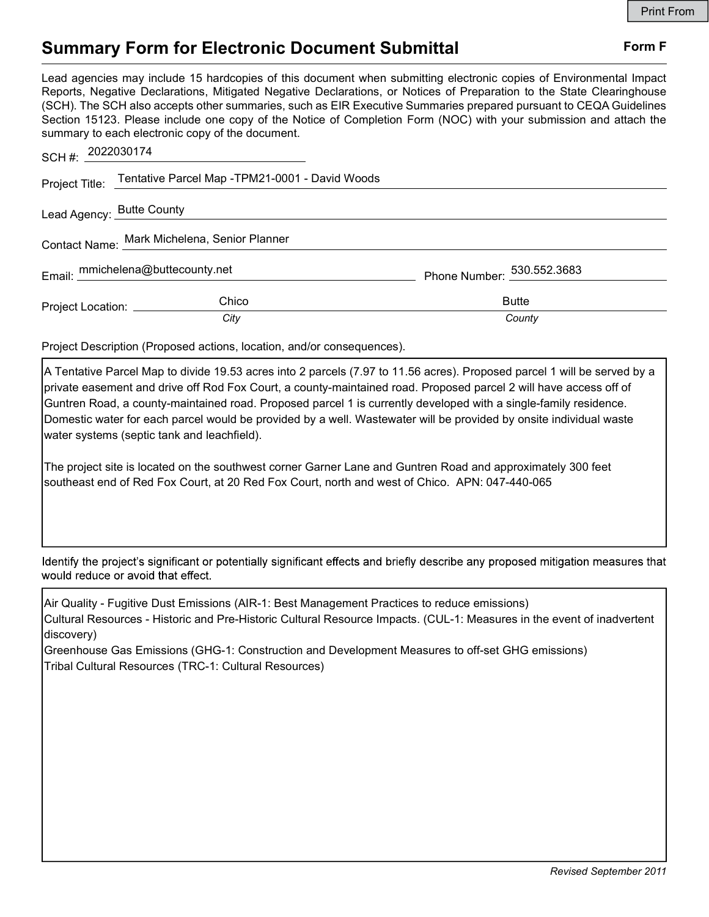# Summary Form for Electronic Document Submittal

**Form F**

Lead agencies may include 15 hardcopies of this document when submitting electronic copies of Environmental Impact Reports, Negative Declarations, Mitigated Negative Declarations, or Notices of Preparation to the State Clearinghouse (SCH). The SCH also accepts other summaries, such as EIR Executive Summaries prepared pursuant to CEQA Guidelines Section 15123. Please include one copy of the Notice of Completion Form (NOC) with your submission and attach the summary to each electronic copy of the document.

SCH #: 2022030174

Project Title: Tentative Parcel Map -TPM21-0001 - David Woods

Lead Agency: Butte County

Contact Name: Mark Michelena, Senior Planner

Email: mmichelena@buttecounty.net Phone Number: 530.552.3683

Project Location: Chico (*City*) Butte (*County*)

Project Description (Proposed actions, location, and/or consequences).

A Tentative Parcel Map to divide 19.53 acres into 2 parcels (7.97 to 11.56 acres). Proposed parcel 1 will be served by a private easement and drive off Rod Fox Court, a county-maintained road. Proposed parcel 2 will have access off of Guntren Road, a county-maintained road. Proposed parcel 1 is currently developed with a single-family residence. Domestic water for each parcel would be provided by a well. Wastewater will be provided by onsite individual waste water systems (septic tank and leachfield).

The project site is located on the southwest corner Garner Lane and Guntren Road and approximately 300 feet southeast end of Red Fox Court, at 20 Red Fox Court, north and west of Chico. APN: 047-440-065

Identify the project's significant or potentially significant effects and briefly describe any proposed mitigation measures that would reduce or avoid that effect.

Air Quality - Fugitive Dust Emissions (AIR-1: Best Management Practices to reduce emissions)
Cultural Resources - Historic and Pre-Historic Cultural Resource Impacts. (CUL-1: Measures in the event of inadvertent discovery)
Greenhouse Gas Emissions (GHG-1: Construction and Development Measures to off-set GHG emissions)
Tribal Cultural Resources (TRC-1: Cultural Resources)

*Revised September 2011*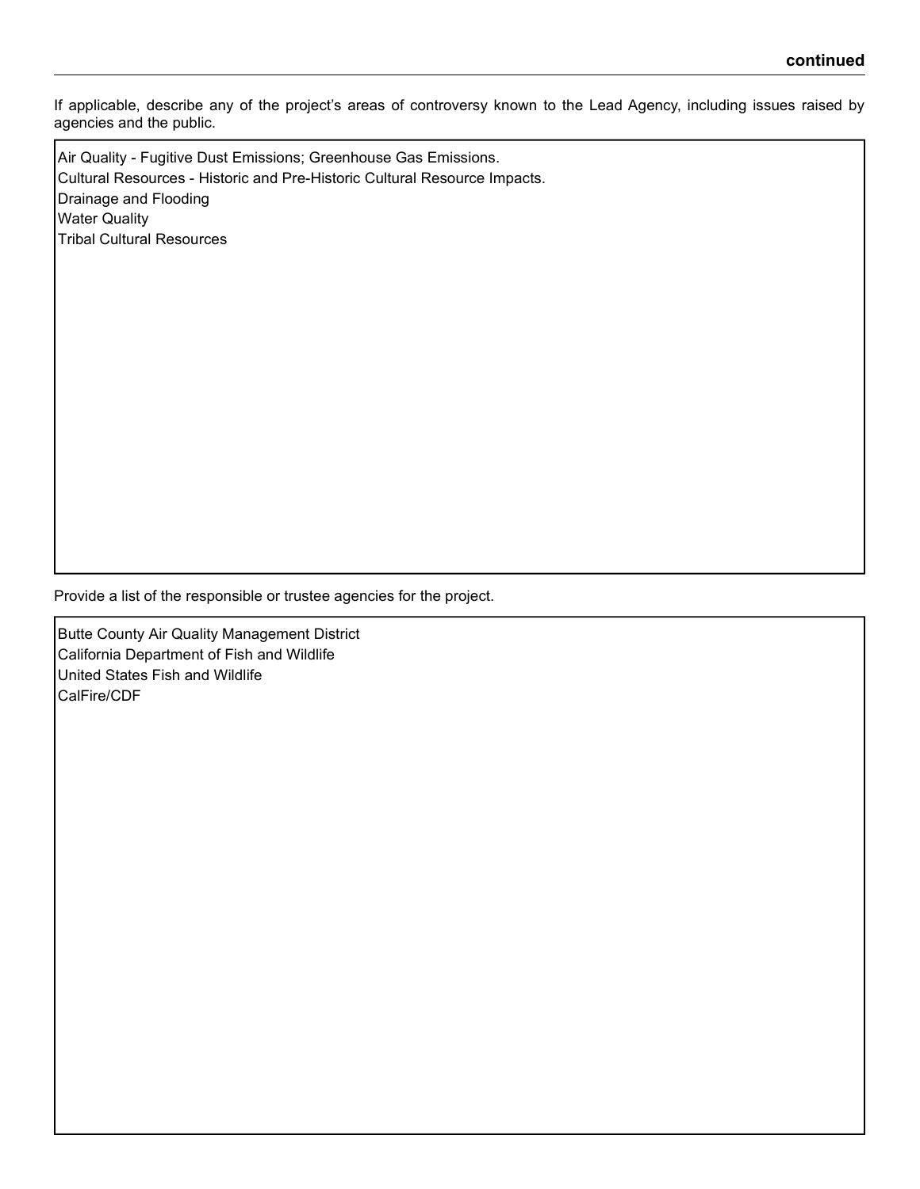**continued**

If applicable, describe any of the project's areas of controversy known to the Lead Agency, including issues raised by agencies and the public.

Air Quality - Fugitive Dust Emissions; Greenhouse Gas Emissions.
Cultural Resources - Historic and Pre-Historic Cultural Resource Impacts.
Drainage and Flooding
Water Quality
Tribal Cultural Resources

Provide a list of the responsible or trustee agencies for the project.

Butte County Air Quality Management District
California Department of Fish and Wildlife
United States Fish and Wildlife
CalFire/CDF